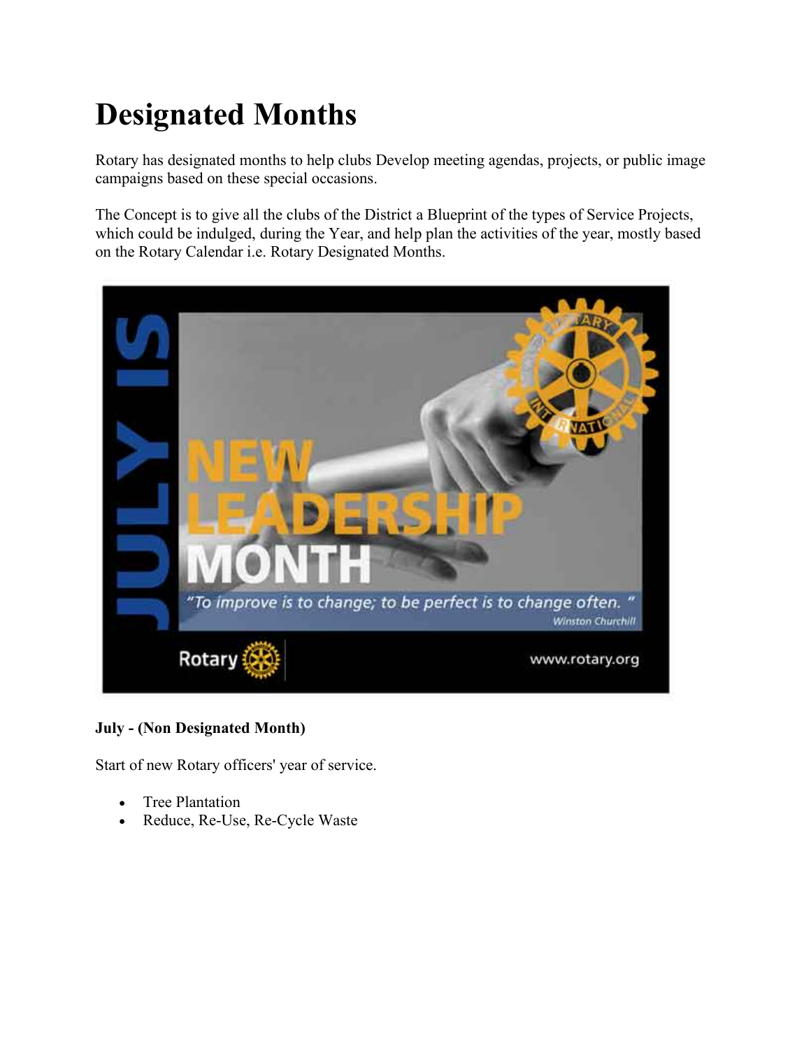# Designated Months

Rotary has designated months to help clubs Develop meeting agendas, projects, or public image campaigns based on these special occasions.

The Concept is to give all the clubs of the District a Blueprint of the types of Service Projects, which could be indulged, during the Year, and help plan the activities of the year, mostly based on the Rotary Calendar i.e. Rotary Designated Months.

**July - (Non Designated Month)**

Start of new Rotary officers' year of service.

- Tree Plantation
- Reduce, Re-Use, Re-Cycle Waste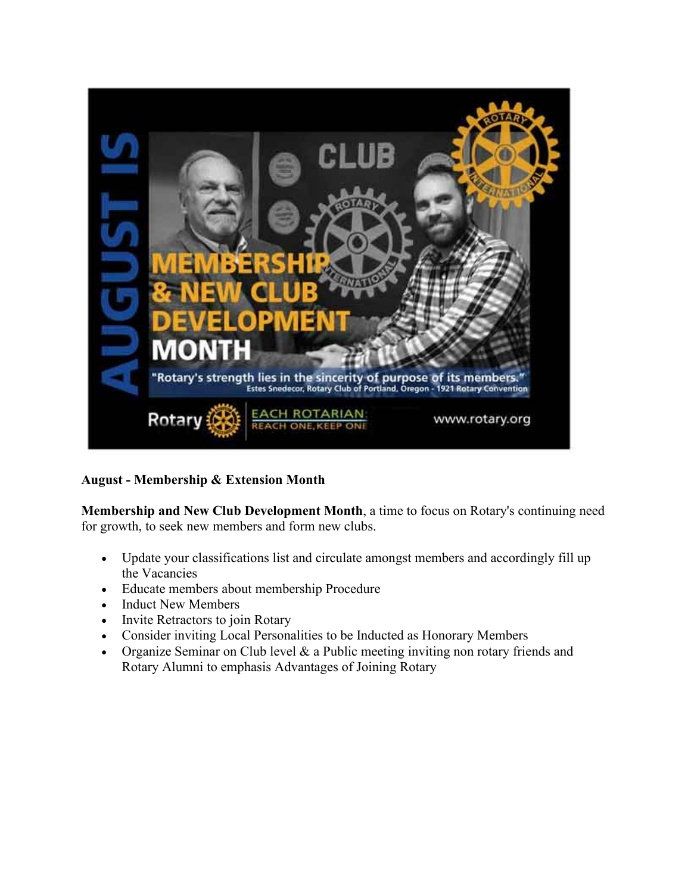**August - Membership & Extension Month**

**Membership and New Club Development Month**, a time to focus on Rotary's continuing need for growth, to seek new members and form new clubs.

- Update your classifications list and circulate amongst members and accordingly fill up the Vacancies
- Educate members about membership Procedure
- Induct New Members
- Invite Retractors to join Rotary
- Consider inviting Local Personalities to be Inducted as Honorary Members
- Organize Seminar on Club level & a Public meeting inviting non rotary friends and Rotary Alumni to emphasis Advantages of Joining Rotary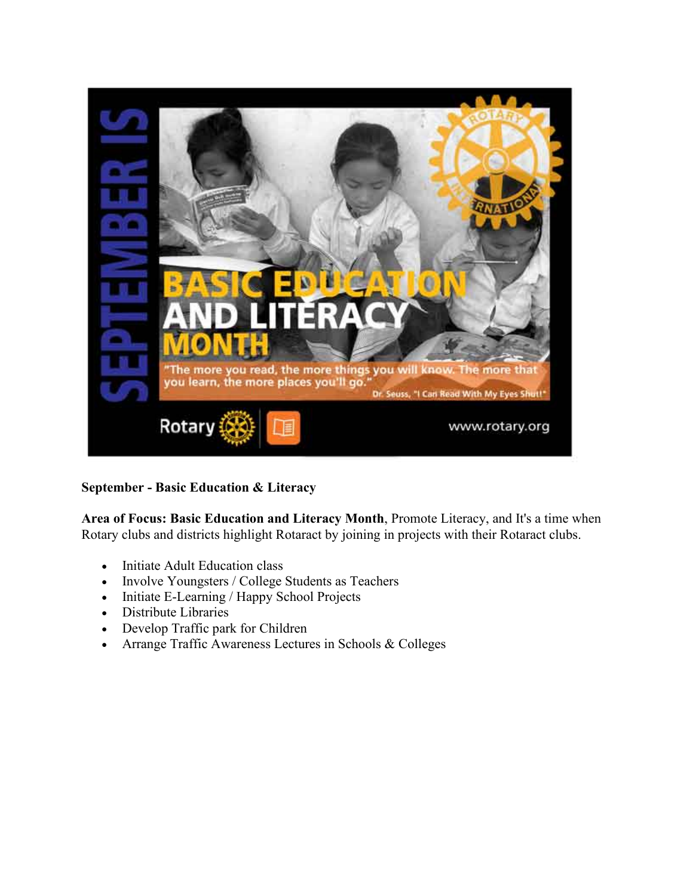**September - Basic Education & Literacy**

**Area of Focus: Basic Education and Literacy Month**, Promote Literacy, and It's a time when Rotary clubs and districts highlight Rotaract by joining in projects with their Rotaract clubs.

- Initiate Adult Education class
- Involve Youngsters / College Students as Teachers
- Initiate E-Learning / Happy School Projects
- Distribute Libraries
- Develop Traffic park for Children
- Arrange Traffic Awareness Lectures in Schools & Colleges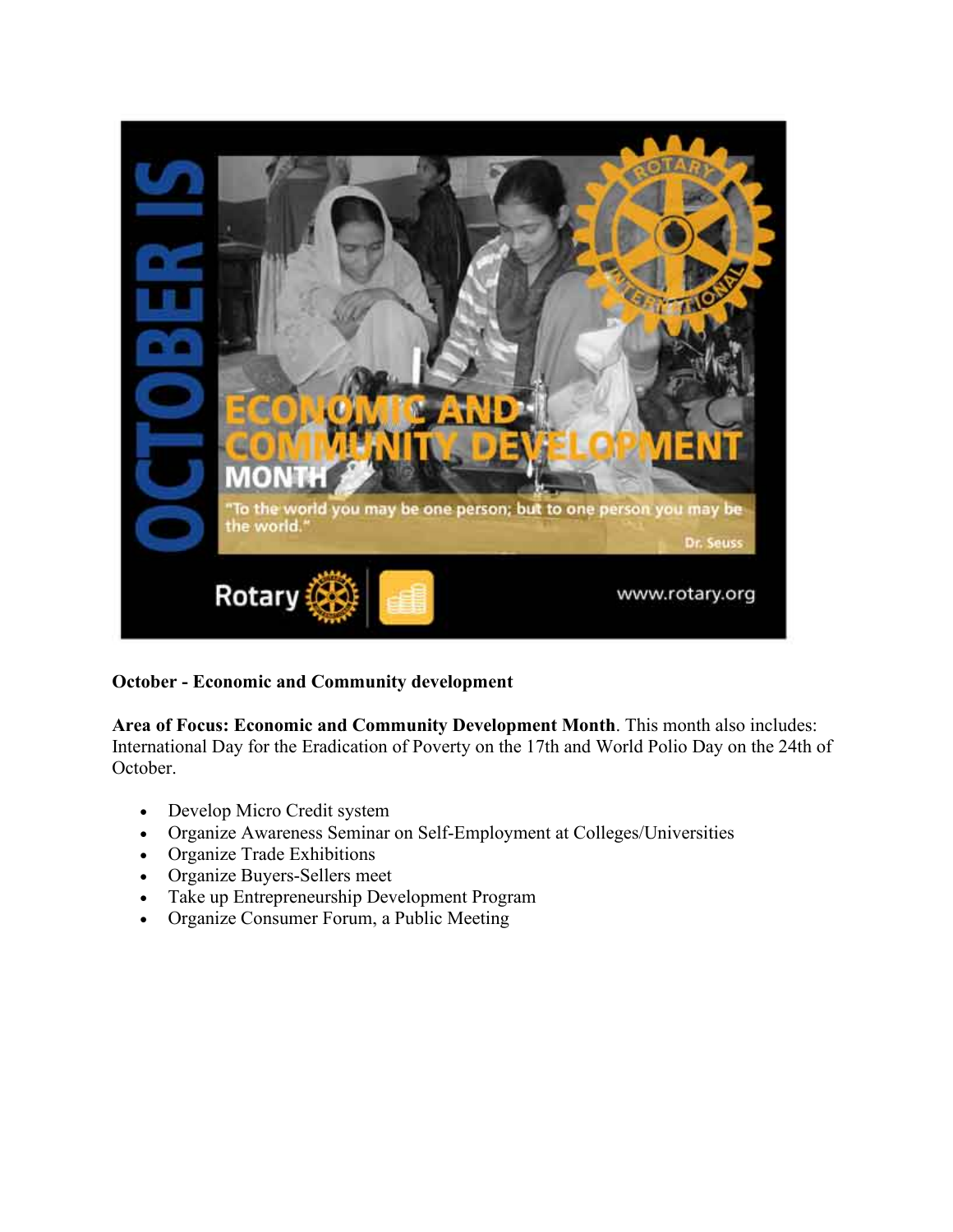**October - Economic and Community development**

**Area of Focus: Economic and Community Development Month**. This month also includes: International Day for the Eradication of Poverty on the 17th and World Polio Day on the 24th of October.

- Develop Micro Credit system
- Organize Awareness Seminar on Self-Employment at Colleges/Universities
- Organize Trade Exhibitions
- Organize Buyers-Sellers meet
- Take up Entrepreneurship Development Program
- Organize Consumer Forum, a Public Meeting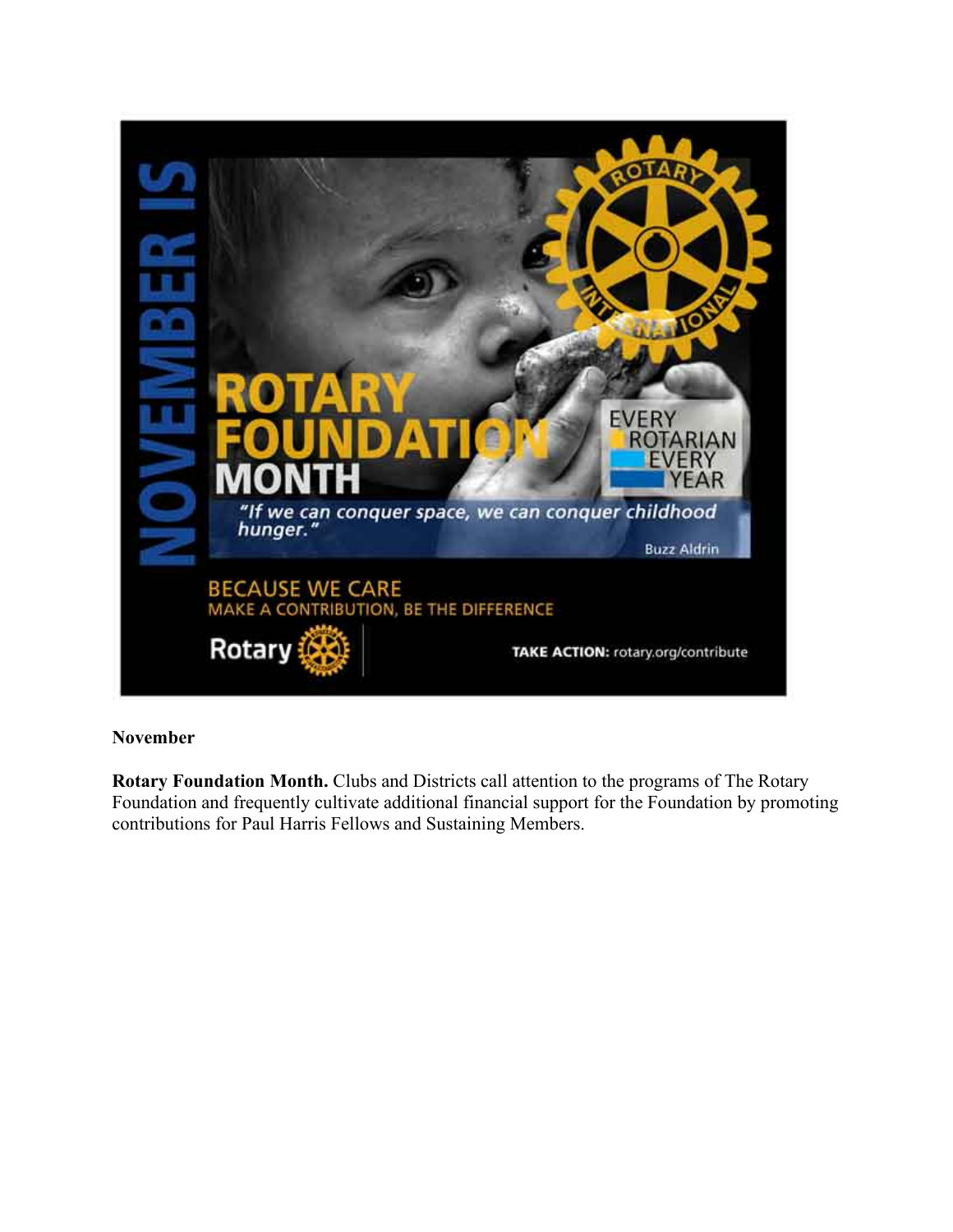**November**

**Rotary Foundation Month.** Clubs and Districts call attention to the programs of The Rotary Foundation and frequently cultivate additional financial support for the Foundation by promoting contributions for Paul Harris Fellows and Sustaining Members.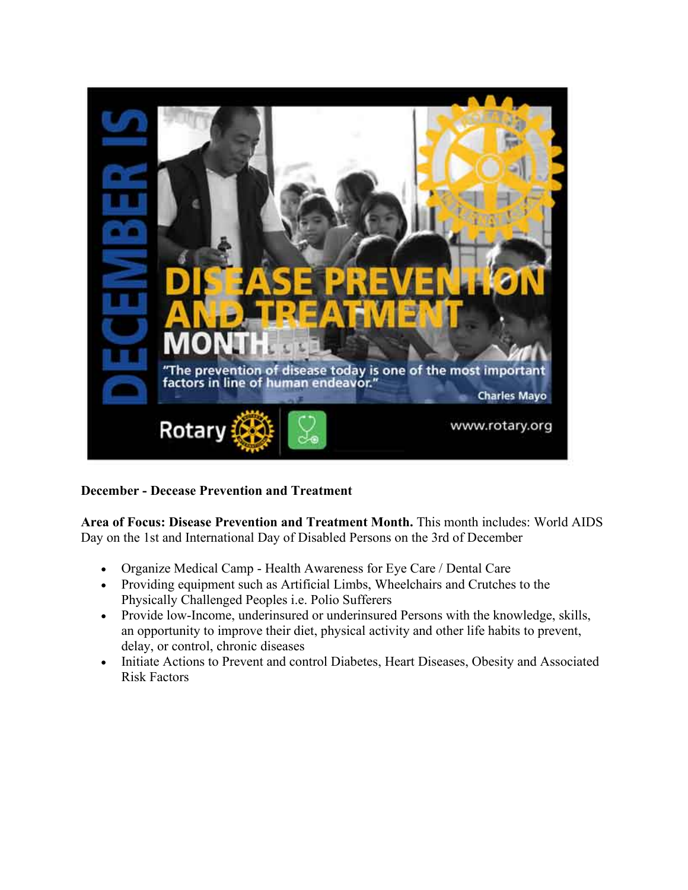**December - Decease Prevention and Treatment**

**Area of Focus: Disease Prevention and Treatment Month.** This month includes: World AIDS Day on the 1st and International Day of Disabled Persons on the 3rd of December

- Organize Medical Camp - Health Awareness for Eye Care / Dental Care
- Providing equipment such as Artificial Limbs, Wheelchairs and Crutches to the Physically Challenged Peoples i.e. Polio Sufferers
- Provide low-Income, underinsured or underinsured Persons with the knowledge, skills, an opportunity to improve their diet, physical activity and other life habits to prevent, delay, or control, chronic diseases
- Initiate Actions to Prevent and control Diabetes, Heart Diseases, Obesity and Associated Risk Factors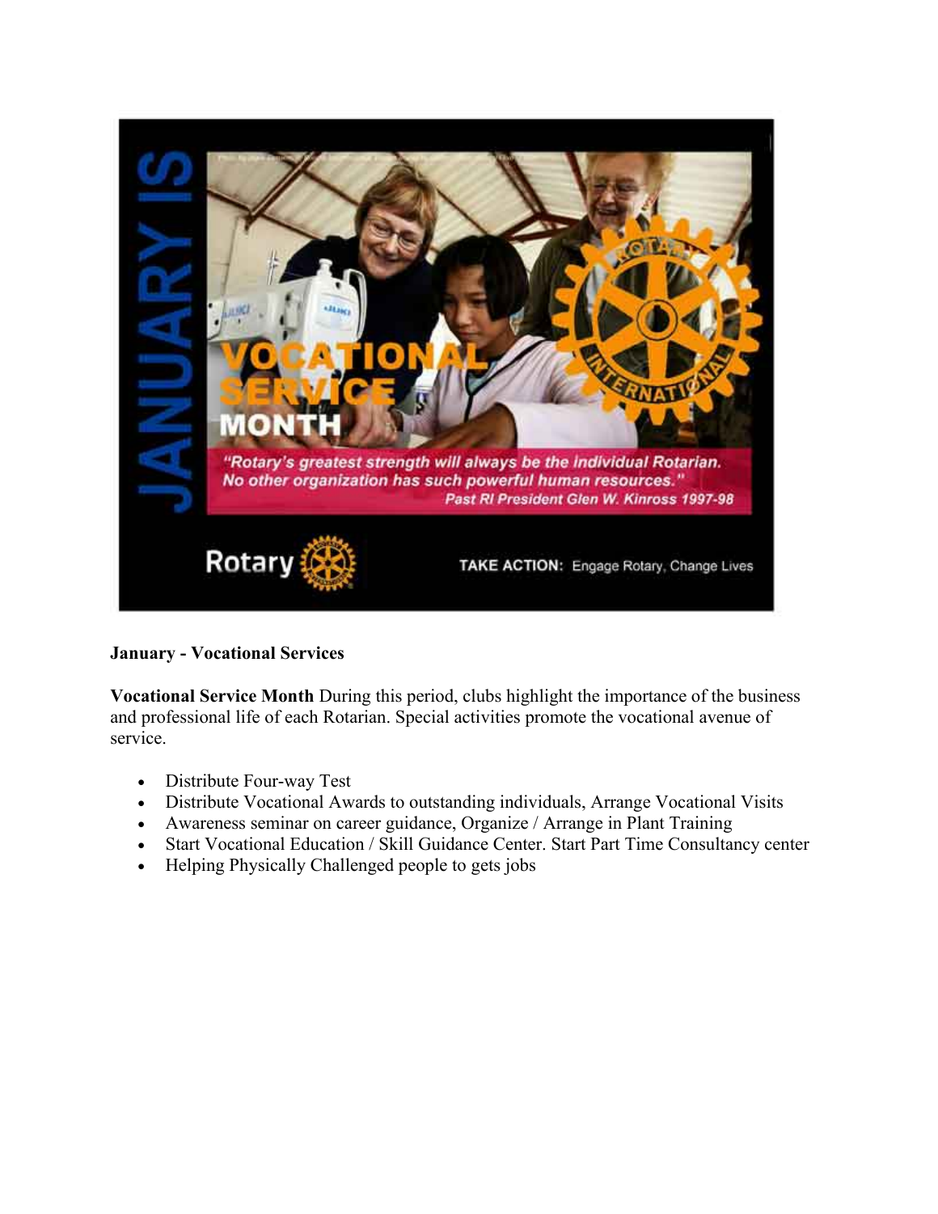**January - Vocational Services**

**Vocational Service Month** During this period, clubs highlight the importance of the business and professional life of each Rotarian. Special activities promote the vocational avenue of service.

- Distribute Four-way Test
- Distribute Vocational Awards to outstanding individuals, Arrange Vocational Visits
- Awareness seminar on career guidance, Organize / Arrange in Plant Training
- Start Vocational Education / Skill Guidance Center. Start Part Time Consultancy center
- Helping Physically Challenged people to gets jobs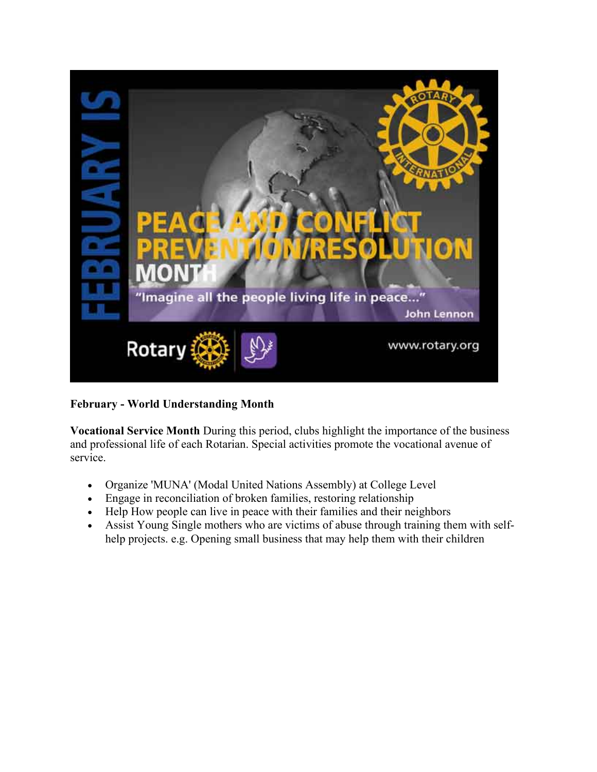**February - World Understanding Month**

**Vocational Service Month** During this period, clubs highlight the importance of the business and professional life of each Rotarian. Special activities promote the vocational avenue of service.

- Organize 'MUNA' (Modal United Nations Assembly) at College Level
- Engage in reconciliation of broken families, restoring relationship
- Help How people can live in peace with their families and their neighbors
- Assist Young Single mothers who are victims of abuse through training them with self-help projects. e.g. Opening small business that may help them with their children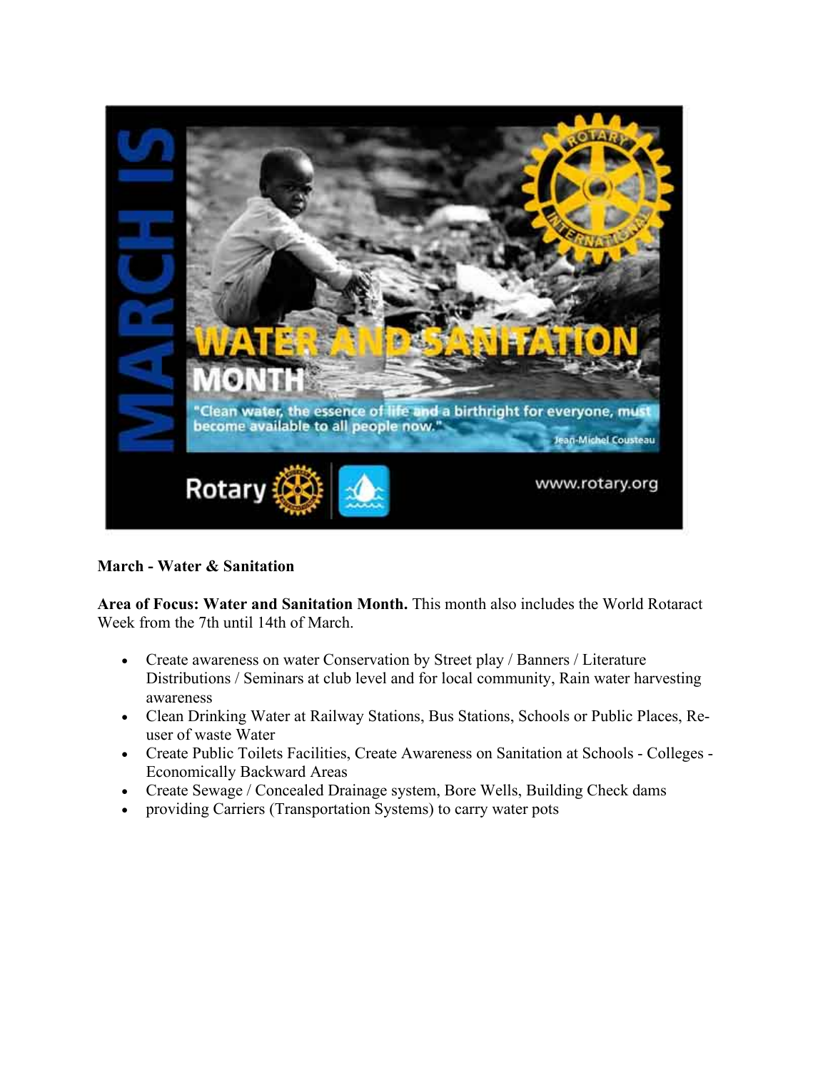**March - Water & Sanitation**

**Area of Focus: Water and Sanitation Month.** This month also includes the World Rotaract Week from the 7th until 14th of March.

- Create awareness on water Conservation by Street play / Banners / Literature Distributions / Seminars at club level and for local community, Rain water harvesting awareness
- Clean Drinking Water at Railway Stations, Bus Stations, Schools or Public Places, Re-user of waste Water
- Create Public Toilets Facilities, Create Awareness on Sanitation at Schools - Colleges - Economically Backward Areas
- Create Sewage / Concealed Drainage system, Bore Wells, Building Check dams
- providing Carriers (Transportation Systems) to carry water pots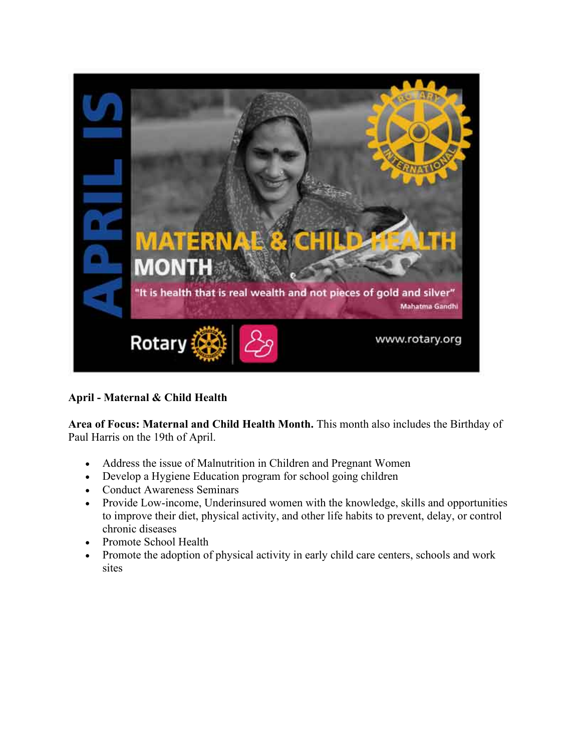**April - Maternal & Child Health**

**Area of Focus: Maternal and Child Health Month.** This month also includes the Birthday of Paul Harris on the 19th of April.

- Address the issue of Malnutrition in Children and Pregnant Women
- Develop a Hygiene Education program for school going children
- Conduct Awareness Seminars
- Provide Low-income, Underinsured women with the knowledge, skills and opportunities to improve their diet, physical activity, and other life habits to prevent, delay, or control chronic diseases
- Promote School Health
- Promote the adoption of physical activity in early child care centers, schools and work sites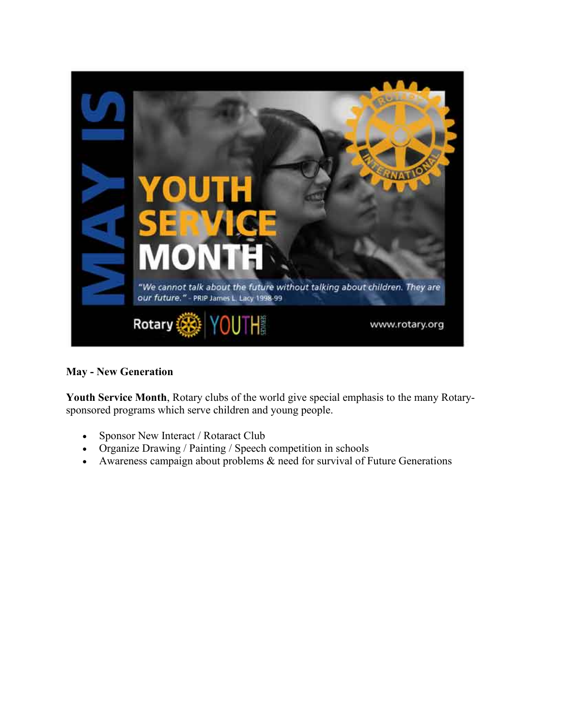**May - New Generation**

**Youth Service Month**, Rotary clubs of the world give special emphasis to the many Rotary-sponsored programs which serve children and young people.

- Sponsor New Interact / Rotaract Club
- Organize Drawing / Painting / Speech competition in schools
- Awareness campaign about problems & need for survival of Future Generations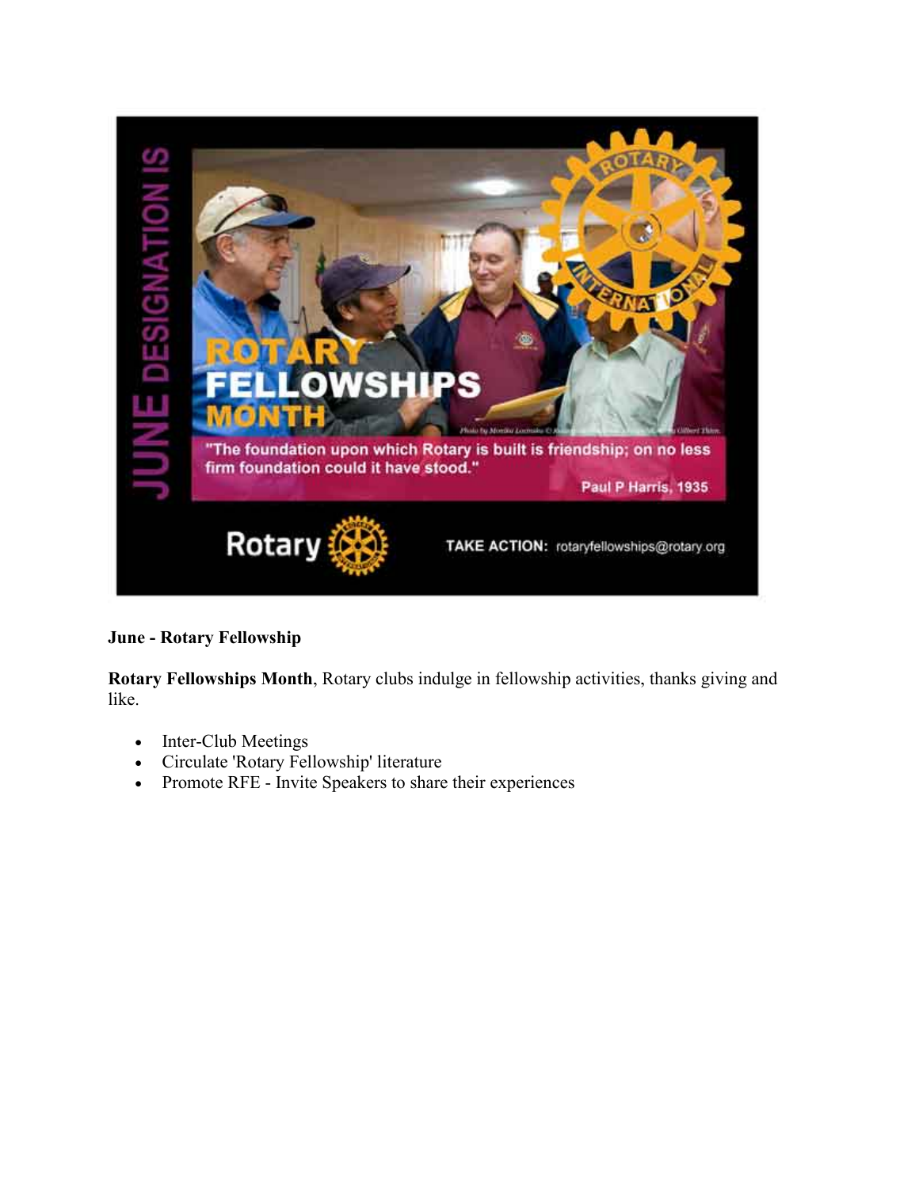**June - Rotary Fellowship**

**Rotary Fellowships Month**, Rotary clubs indulge in fellowship activities, thanks giving and like.

- Inter-Club Meetings
- Circulate 'Rotary Fellowship' literature
- Promote RFE - Invite Speakers to share their experiences